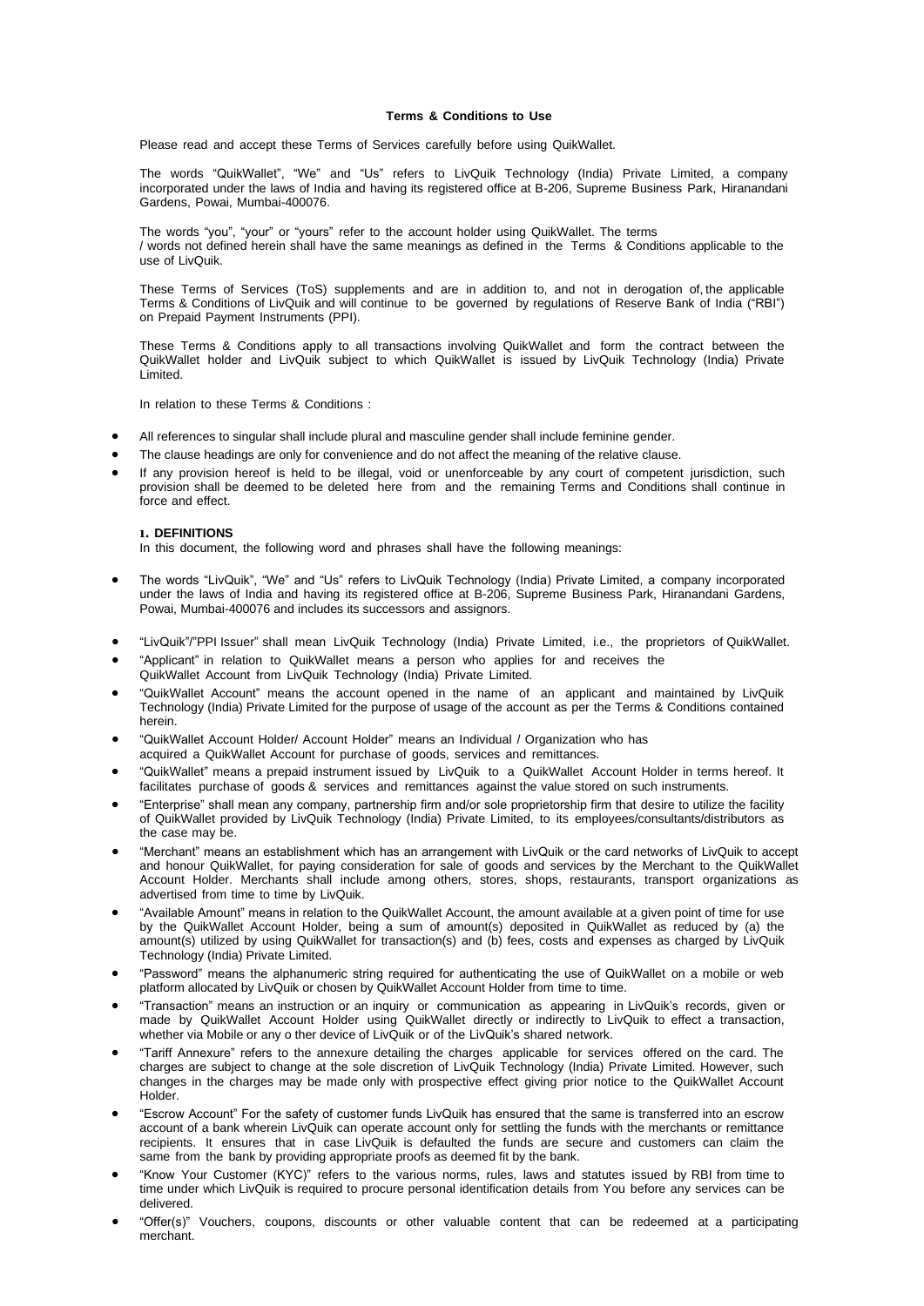# Terms & Conditions to Use

Please read and accept these Terms of Services carefully before using QuikWallet.

The words "QuikWallet", "We" and "Us" refers to LivQuik Technology (India) Private Limited, a company incorporated under the laws of India and having its registered office at B-206, Supreme Business Park, Hiranandani Gardens, Powai, Mumbai-400076.

The words "you", "your" or "yours" refer to the account holder using QuikWallet. The terms / words not defined herein shall have the same meanings as defined in the Terms & Conditions applicable to the use of LivQuik.

These Terms of Services (ToS) supplements and are in addition to, and not in derogation of, the applicable Terms & Conditions of LivQuik and will continue to be governed by regulations of Reserve Bank of India ("RBI") on Prepaid Payment Instruments (PPI).

These Terms & Conditions apply to all transactions involving QuikWallet and form the contract between the QuikWallet holder and LivQuik subject to which QuikWallet is issued by LivQuik Technology (India) Private Limited.

In relation to these Terms & Conditions :

- All references to singular shall include plural and masculine gender shall include feminine gender.
- The clause headings are only for convenience and do not affect the meaning of the relative clause.
- If any provision hereof is held to be illegal, void or unenforceable by any court of competent jurisdiction, such provision shall be deemed to be deleted here from and the remaining Terms and Conditions shall continue in force and effect.

## 1. DEFINITIONS

In this document, the following word and phrases shall have the following meanings:

- The words "LivQuik", "We" and "Us" refers to LivQuik Technology (India) Private Limited, a company incorporated under the laws of India and having its registered office at B-206, Supreme Business Park, Hiranandani Gardens, Powai, Mumbai-400076 and includes its successors and assignors.
- "LivQuik"/"PPI Issuer" shall mean LivQuik Technology (India) Private Limited, i.e., the proprietors of QuikWallet.
- "Applicant" in relation to QuikWallet means a person who applies for and receives the QuikWallet Account from LivQuik Technology (India) Private Limited.
- "QuikWallet Account" means the account opened in the name of an applicant and maintained by LivQuik Technology (India) Private Limited for the purpose of usage of the account as per the Terms & Conditions contained herein.
- "QuikWallet Account Holder/ Account Holder" means an Individual / Organization who has acquired a QuikWallet Account for purchase of goods, services and remittances.
- "QuikWallet" means a prepaid instrument issued by LivQuik to a QuikWallet Account Holder in terms hereof. It facilitates purchase of goods & services and remittances against the value stored on such instruments.
- "Enterprise" shall mean any company, partnership firm and/or sole proprietorship firm that desire to utilize the facility of QuikWallet provided by LivQuik Technology (India) Private Limited, to its employees/consultants/distributors as the case may be.
- "Merchant" means an establishment which has an arrangement with LivQuik or the card networks of LivQuik to accept and honour QuikWallet, for paying consideration for sale of goods and services by the Merchant to the QuikWallet Account Holder. Merchants shall include among others, stores, shops, restaurants, transport organizations as advertised from time to time by LivQuik.
- "Available Amount" means in relation to the QuikWallet Account, the amount available at a given point of time for use by the QuikWallet Account Holder, being a sum of amount(s) deposited in QuikWallet as reduced by (a) the amount(s) utilized by using QuikWallet for transaction(s) and (b) fees, costs and expenses as charged by LivQuik Technology (India) Private Limited.
- "Password" means the alphanumeric string required for authenticating the use of QuikWallet on a mobile or web platform allocated by LivQuik or chosen by QuikWallet Account Holder from time to time.
- "Transaction" means an instruction or an inquiry or communication as appearing in LivQuik's records, given or made by QuikWallet Account Holder using QuikWallet directly or indirectly to LivQuik to effect a transaction, whether via Mobile or any o ther device of LivQuik or of the LivQuik's shared network.
- "Tariff Annexure" refers to the annexure detailing the charges applicable for services offered on the card. The charges are subject to change at the sole discretion of LivQuik Technology (India) Private Limited. However, such changes in the charges may be made only with prospective effect giving prior notice to the QuikWallet Account Holder.
- "Escrow Account" For the safety of customer funds LivQuik has ensured that the same is transferred into an escrow account of a bank wherein LivQuik can operate account only for settling the funds with the merchants or remittance recipients. It ensures that in case LivQuik is defaulted the funds are secure and customers can claim the same from the bank by providing appropriate proofs as deemed fit by the bank.
- "Know Your Customer (KYC)" refers to the various norms, rules, laws and statutes issued by RBI from time to time under which LivQuik is required to procure personal identification details from You before any services can be delivered.
- "Offer(s)" Vouchers, coupons, discounts or other valuable content that can be redeemed at a participating merchant.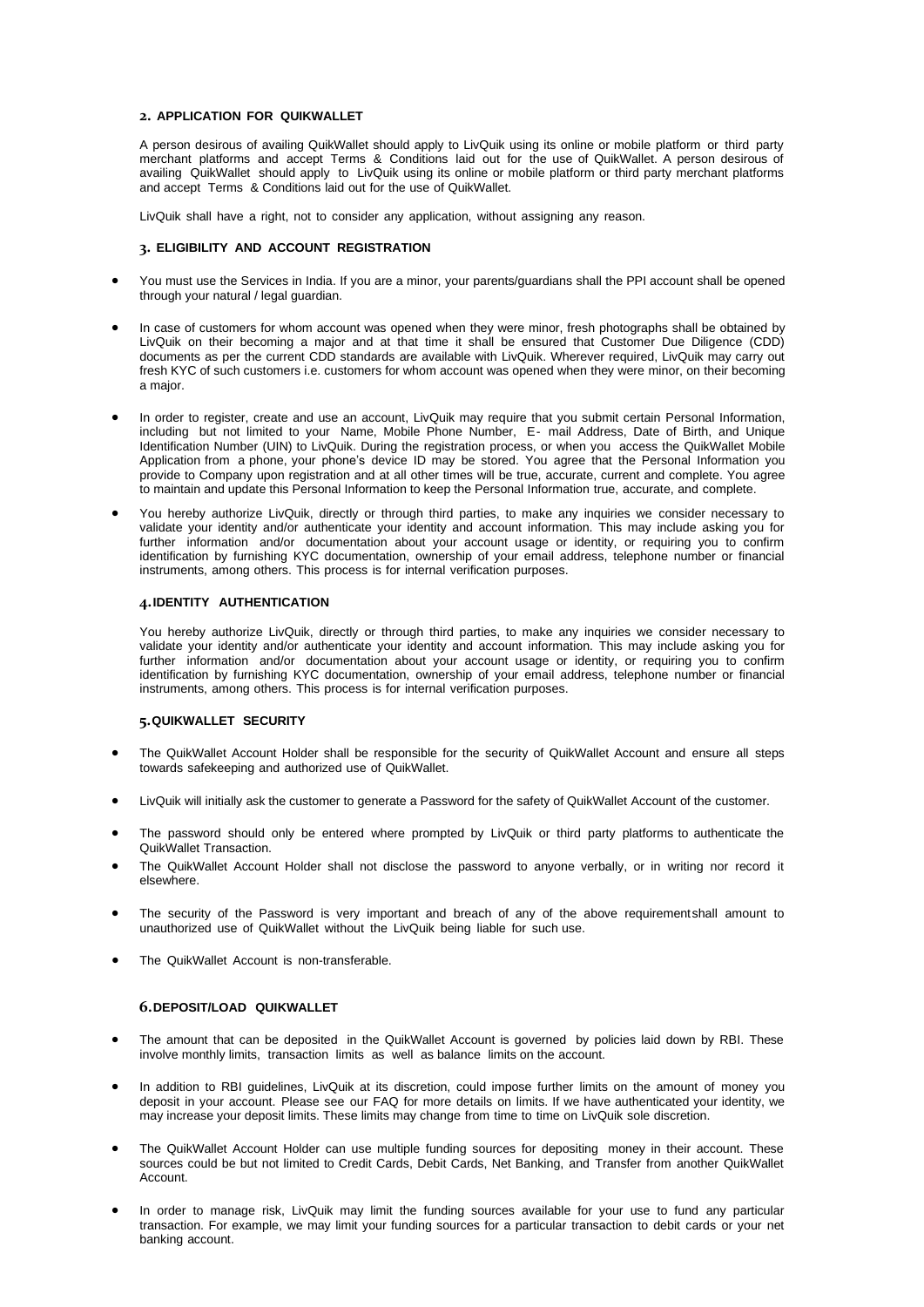## 2. APPLICATION FOR QUIKWALLET

A person desirous of availing QuikWallet should apply to LivQuik using its online or mobile platform or third party merchant platforms and accept Terms & Conditions laid out for the use of QuikWallet. A person desirous of availing QuikWallet should apply to LivQuik using its online or mobile platform or third party merchant platforms and accept Terms & Conditions laid out for the use of QuikWallet.

LivQuik shall have a right, not to consider any application, without assigning any reason.

## 3. ELIGIBILITY AND ACCOUNT REGISTRATION

- You must use the Services in India. If you are a minor, your parents/guardians shall the PPI account shall be opened through your natural / legal guardian.
- In case of customers for whom account was opened when they were minor, fresh photographs shall be obtained by LivQuik on their becoming a major and at that time it shall be ensured that Customer Due Diligence (CDD) documents as per the current CDD standards are available with LivQuik. Wherever required, LivQuik may carry out fresh KYC of such customers i.e. customers for whom account was opened when they were minor, on their becoming a major.
- In order to register, create and use an account, LivQuik may require that you submit certain Personal Information, including but not limited to your Name, Mobile Phone Number, E- mail Address, Date of Birth, and Unique Identification Number (UIN) to LivQuik. During the registration process, or when you access the QuikWallet Mobile Application from a phone, your phone's device ID may be stored. You agree that the Personal Information you provide to Company upon registration and at all other times will be true, accurate, current and complete. You agree to maintain and update this Personal Information to keep the Personal Information true, accurate, and complete.
- You hereby authorize LivQuik, directly or through third parties, to make any inquiries we consider necessary to validate your identity and/or authenticate your identity and account information. This may include asking you for further information and/or documentation about your account usage or identity, or requiring you to confirm identification by furnishing KYC documentation, ownership of your email address, telephone number or financial instruments, among others. This process is for internal verification purposes.

## 4. IDENTITY AUTHENTICATION

You hereby authorize LivQuik, directly or through third parties, to make any inquiries we consider necessary to validate your identity and/or authenticate your identity and account information. This may include asking you for further information and/or documentation about your account usage or identity, or requiring you to confirm identification by furnishing KYC documentation, ownership of your email address, telephone number or financial instruments, among others. This process is for internal verification purposes.

## 5. QUIKWALLET SECURITY

- The QuikWallet Account Holder shall be responsible for the security of QuikWallet Account and ensure all steps towards safekeeping and authorized use of QuikWallet.
- LivQuik will initially ask the customer to generate a Password for the safety of QuikWallet Account of the customer.
- The password should only be entered where prompted by LivQuik or third party platforms to authenticate the QuikWallet Transaction.
- The QuikWallet Account Holder shall not disclose the password to anyone verbally, or in writing nor record it elsewhere.
- The security of the Password is very important and breach of any of the above requirementshall amount to unauthorized use of QuikWallet without the LivQuik being liable for such use.
- The QuikWallet Account is non-transferable.

## 6. DEPOSIT/LOAD QUIKWALLET

- The amount that can be deposited in the QuikWallet Account is governed by policies laid down by RBI. These involve monthly limits, transaction limits as well as balance limits on the account.
- In addition to RBI guidelines, LivQuik at its discretion, could impose further limits on the amount of money you deposit in your account. Please see our FAQ for more details on limits. If we have authenticated your identity, we may increase your deposit limits. These limits may change from time to time on LivQuik sole discretion.
- The QuikWallet Account Holder can use multiple funding sources for depositing money in their account. These sources could be but not limited to Credit Cards, Debit Cards, Net Banking, and Transfer from another QuikWallet Account.
- In order to manage risk, LivQuik may limit the funding sources available for your use to fund any particular transaction. For example, we may limit your funding sources for a particular transaction to debit cards or your net banking account.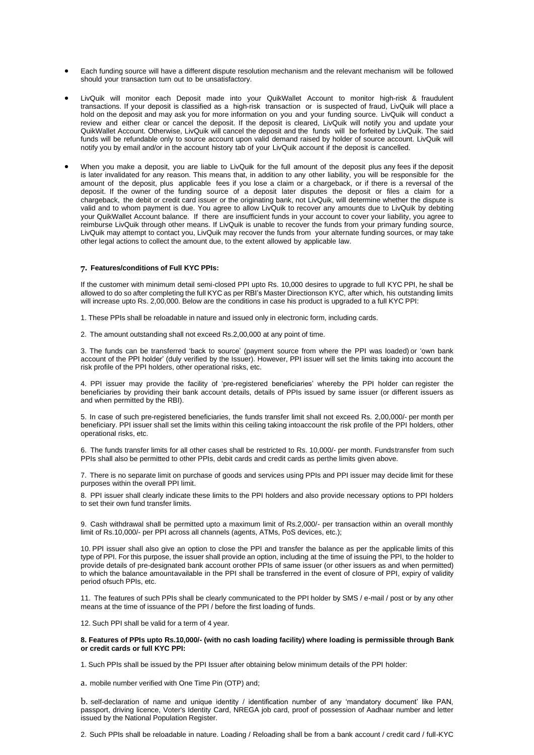- Each funding source will have a different dispute resolution mechanism and the relevant mechanism will be followed should your transaction turn out to be unsatisfactory.

- LivQuik will monitor each Deposit made into your QuikWallet Account to monitor high-risk & fraudulent transactions. If your deposit is classified as a high-risk transaction or is suspected of fraud, LivQuik will place a hold on the deposit and may ask you for more information on you and your funding source. LivQuik will conduct a review and either clear or cancel the deposit. If the deposit is cleared, LivQuik will notify you and update your QuikWallet Account. Otherwise, LivQuik will cancel the deposit and the funds will be forfeited by LivQuik. The said funds will be refundable only to source account upon valid demand raised by holder of source account. LivQuik will notify you by email and/or in the account history tab of your LivQuik account if the deposit is cancelled.

- When you make a deposit, you are liable to LivQuik for the full amount of the deposit plus any fees if the deposit is later invalidated for any reason. This means that, in addition to any other liability, you will be responsible for the amount of the deposit, plus applicable fees if you lose a claim or a chargeback, or if there is a reversal of the deposit. If the owner of the funding source of a deposit later disputes the deposit or files a claim for a chargeback, the debit or credit card issuer or the originating bank, not LivQuik, will determine whether the dispute is valid and to whom payment is due. You agree to allow LivQuik to recover any amounts due to LivQuik by debiting your QuikWallet Account balance. If there are insufficient funds in your account to cover your liability, you agree to reimburse LivQuik through other means. If LivQuik is unable to recover the funds from your primary funding source, LivQuik may attempt to contact you, LivQuik may recover the funds from your alternate funding sources, or may take other legal actions to collect the amount due, to the extent allowed by applicable law.

**7. Features/conditions of Full KYC PPIs:**

If the customer with minimum detail semi-closed PPI upto Rs. 10,000 desires to upgrade to full KYC PPI, he shall be allowed to do so after completing the full KYC as per RBI's Master Directionson KYC, after which, his outstanding limits will increase upto Rs. 2,00,000. Below are the conditions in case his product is upgraded to a full KYC PPI:

1. These PPIs shall be reloadable in nature and issued only in electronic form, including cards.

2. The amount outstanding shall not exceed Rs.2,00,000 at any point of time.

3. The funds can be transferred 'back to source' (payment source from where the PPI was loaded) or 'own bank account of the PPI holder' (duly verified by the Issuer). However, PPI issuer will set the limits taking into account the risk profile of the PPI holders, other operational risks, etc.

4. PPI issuer may provide the facility of 'pre-registered beneficiaries' whereby the PPI holder can register the beneficiaries by providing their bank account details, details of PPIs issued by same issuer (or different issuers as and when permitted by the RBI).

5. In case of such pre-registered beneficiaries, the funds transfer limit shall not exceed Rs. 2,00,000/- per month per beneficiary. PPI issuer shall set the limits within this ceiling taking intoaccount the risk profile of the PPI holders, other operational risks, etc.

6. The funds transfer limits for all other cases shall be restricted to Rs. 10,000/- per month. Fundstransfer from such PPIs shall also be permitted to other PPIs, debit cards and credit cards as perthe limits given above.

7. There is no separate limit on purchase of goods and services using PPIs and PPI issuer may decide limit for these purposes within the overall PPI limit.

8. PPI issuer shall clearly indicate these limits to the PPI holders and also provide necessary options to PPI holders to set their own fund transfer limits.

9. Cash withdrawal shall be permitted upto a maximum limit of Rs.2,000/- per transaction within an overall monthly limit of Rs.10,000/- per PPI across all channels (agents, ATMs, PoS devices, etc.);

10. PPI issuer shall also give an option to close the PPI and transfer the balance as per the applicable limits of this type of PPI. For this purpose, the issuer shall provide an option, including at the time of issuing the PPI, to the holder to provide details of pre-designated bank account orother PPIs of same issuer (or other issuers as and when permitted) to which the balance amountavailable in the PPI shall be transferred in the event of closure of PPI, expiry of validity period ofsuch PPIs, etc.

11. The features of such PPIs shall be clearly communicated to the PPI holder by SMS / e-mail / post or by any other means at the time of issuance of the PPI / before the first loading of funds.

12. Such PPI shall be valid for a term of 4 year.

**8. Features of PPIs upto Rs.10,000/- (with no cash loading facility) where loading is permissible through Bank or credit cards or full KYC PPI:**

1. Such PPIs shall be issued by the PPI Issuer after obtaining below minimum details of the PPI holder:

a. mobile number verified with One Time Pin (OTP) and;

b. self-declaration of name and unique identity / identification number of any 'mandatory document' like PAN, passport, driving licence, Voter's Identity Card, NREGA job card, proof of possession of Aadhaar number and letter issued by the National Population Register.

2. Such PPIs shall be reloadable in nature. Loading / Reloading shall be from a bank account / credit card / full-KYC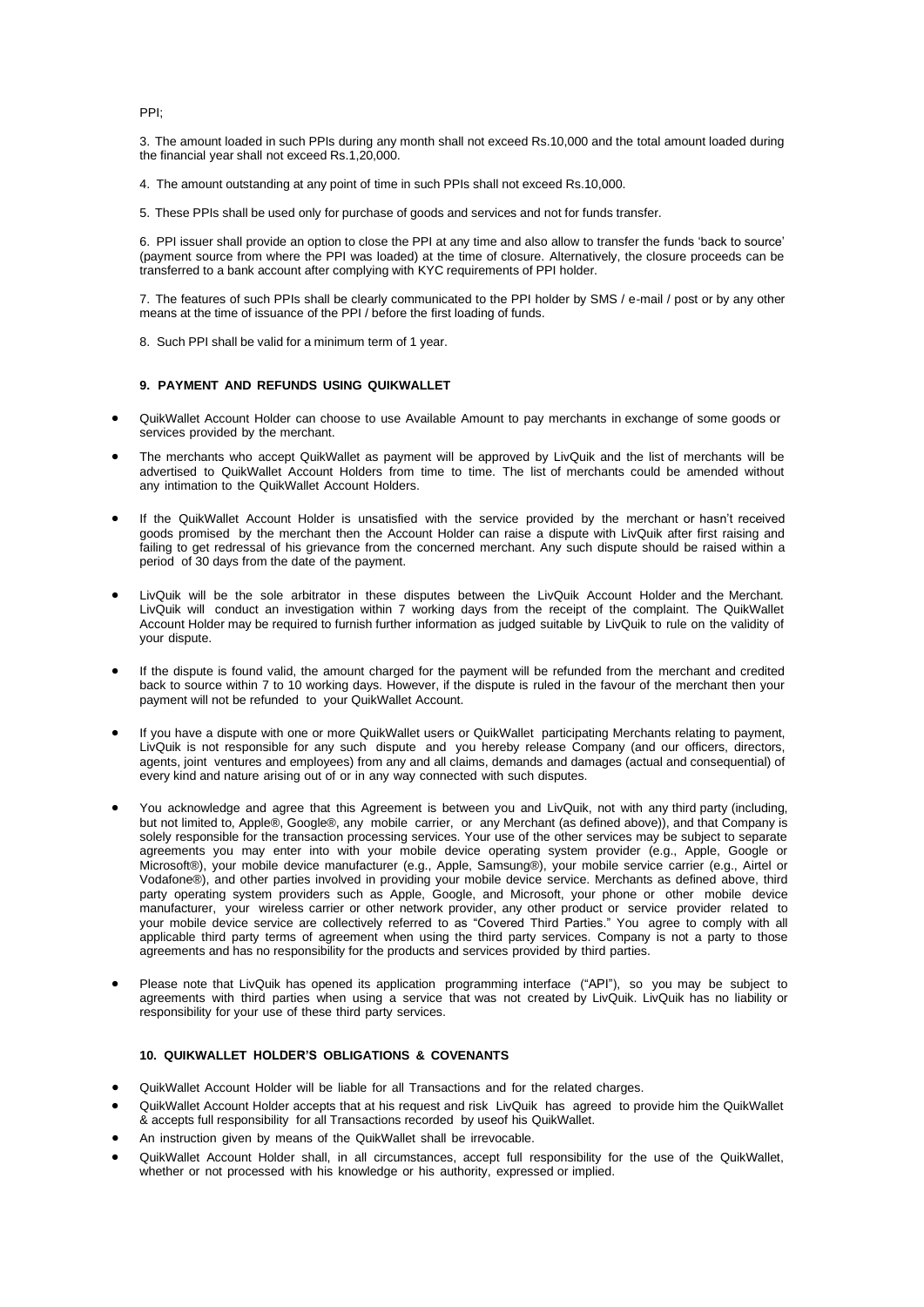PPI;

3. The amount loaded in such PPIs during any month shall not exceed Rs.10,000 and the total amount loaded during the financial year shall not exceed Rs.1,20,000.

4. The amount outstanding at any point of time in such PPIs shall not exceed Rs.10,000.

5. These PPIs shall be used only for purchase of goods and services and not for funds transfer.

6. PPI issuer shall provide an option to close the PPI at any time and also allow to transfer the funds 'back to source' (payment source from where the PPI was loaded) at the time of closure. Alternatively, the closure proceeds can be transferred to a bank account after complying with KYC requirements of PPI holder.

7. The features of such PPIs shall be clearly communicated to the PPI holder by SMS / e-mail / post or by any other means at the time of issuance of the PPI / before the first loading of funds.

8. Such PPI shall be valid for a minimum term of 1 year.

### 9. PAYMENT AND REFUNDS USING QUIKWALLET

- QuikWallet Account Holder can choose to use Available Amount to pay merchants in exchange of some goods or services provided by the merchant.
- The merchants who accept QuikWallet as payment will be approved by LivQuik and the list of merchants will be advertised to QuikWallet Account Holders from time to time. The list of merchants could be amended without any intimation to the QuikWallet Account Holders.
- If the QuikWallet Account Holder is unsatisfied with the service provided by the merchant or hasn't received goods promised by the merchant then the Account Holder can raise a dispute with LivQuik after first raising and failing to get redressal of his grievance from the concerned merchant. Any such dispute should be raised within a period of 30 days from the date of the payment.
- LivQuik will be the sole arbitrator in these disputes between the LivQuik Account Holder and the Merchant. LivQuik will conduct an investigation within 7 working days from the receipt of the complaint. The QuikWallet Account Holder may be required to furnish further information as judged suitable by LivQuik to rule on the validity of your dispute.
- If the dispute is found valid, the amount charged for the payment will be refunded from the merchant and credited back to source within 7 to 10 working days. However, if the dispute is ruled in the favour of the merchant then your payment will not be refunded to your QuikWallet Account.
- If you have a dispute with one or more QuikWallet users or QuikWallet participating Merchants relating to payment, LivQuik is not responsible for any such dispute and you hereby release Company (and our officers, directors, agents, joint ventures and employees) from any and all claims, demands and damages (actual and consequential) of every kind and nature arising out of or in any way connected with such disputes.
- You acknowledge and agree that this Agreement is between you and LivQuik, not with any third party (including, but not limited to, Apple®, Google®, any mobile carrier, or any Merchant (as defined above)), and that Company is solely responsible for the transaction processing services. Your use of the other services may be subject to separate agreements you may enter into with your mobile device operating system provider (e.g., Apple, Google or Microsoft®), your mobile device manufacturer (e.g., Apple, Samsung®), your mobile service carrier (e.g., Airtel or Vodafone®), and other parties involved in providing your mobile device service. Merchants as defined above, third party operating system providers such as Apple, Google, and Microsoft, your phone or other mobile device manufacturer, your wireless carrier or other network provider, any other product or service provider related to your mobile device service are collectively referred to as "Covered Third Parties." You agree to comply with all applicable third party terms of agreement when using the third party services. Company is not a party to those agreements and has no responsibility for the products and services provided by third parties.
- Please note that LivQuik has opened its application programming interface ("API"), so you may be subject to agreements with third parties when using a service that was not created by LivQuik. LivQuik has no liability or responsibility for your use of these third party services.

### 10. QUIKWALLET HOLDER'S OBLIGATIONS & COVENANTS

- QuikWallet Account Holder will be liable for all Transactions and for the related charges.
- QuikWallet Account Holder accepts that at his request and risk LivQuik has agreed to provide him the QuikWallet & accepts full responsibility for all Transactions recorded by useof his QuikWallet.
- An instruction given by means of the QuikWallet shall be irrevocable.
- QuikWallet Account Holder shall, in all circumstances, accept full responsibility for the use of the QuikWallet, whether or not processed with his knowledge or his authority, expressed or implied.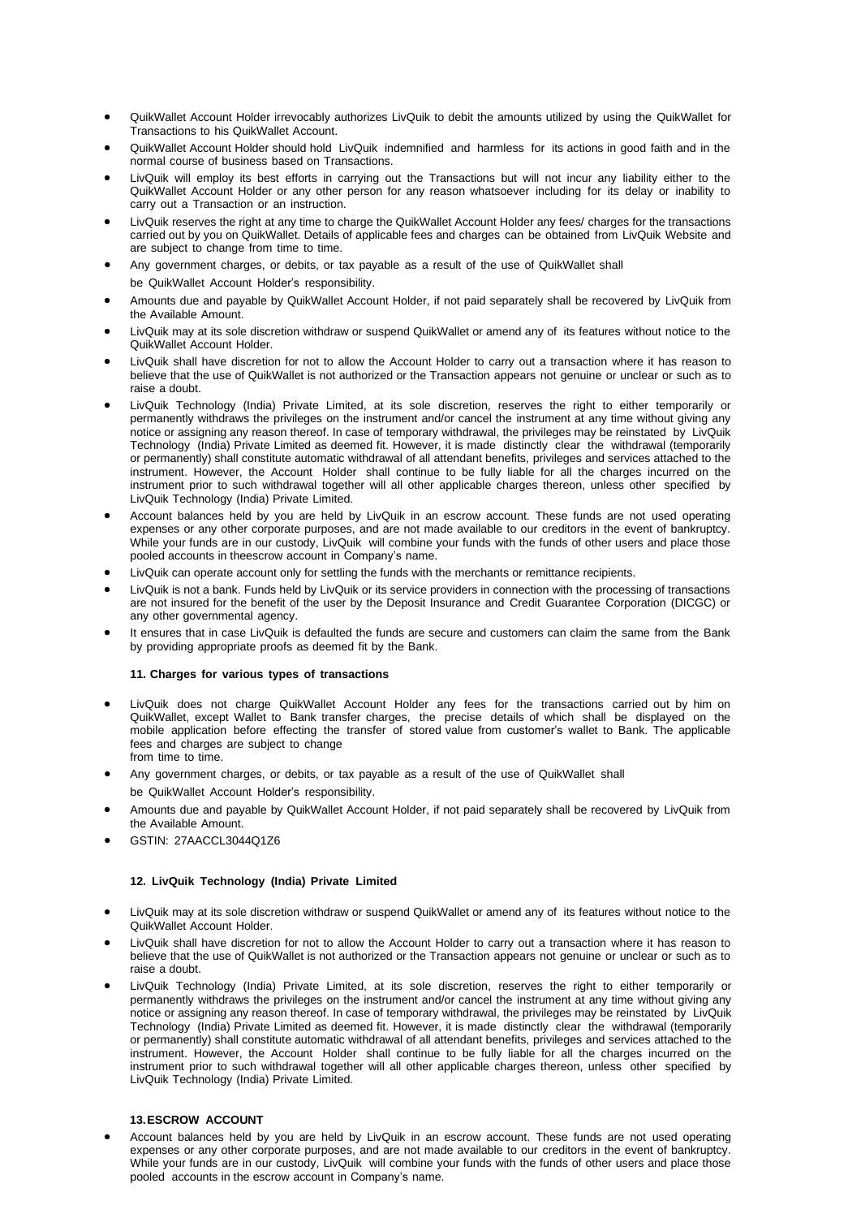- QuikWallet Account Holder irrevocably authorizes LivQuik to debit the amounts utilized by using the QuikWallet for Transactions to his QuikWallet Account.
- QuikWallet Account Holder should hold LivQuik indemnified and harmless for its actions in good faith and in the normal course of business based on Transactions.
- LivQuik will employ its best efforts in carrying out the Transactions but will not incur any liability either to the QuikWallet Account Holder or any other person for any reason whatsoever including for its delay or inability to carry out a Transaction or an instruction.
- LivQuik reserves the right at any time to charge the QuikWallet Account Holder any fees/ charges for the transactions carried out by you on QuikWallet. Details of applicable fees and charges can be obtained from LivQuik Website and are subject to change from time to time.
- Any government charges, or debits, or tax payable as a result of the use of QuikWallet shall be QuikWallet Account Holder's responsibility.
- Amounts due and payable by QuikWallet Account Holder, if not paid separately shall be recovered by LivQuik from the Available Amount.
- LivQuik may at its sole discretion withdraw or suspend QuikWallet or amend any of its features without notice to the QuikWallet Account Holder.
- LivQuik shall have discretion for not to allow the Account Holder to carry out a transaction where it has reason to believe that the use of QuikWallet is not authorized or the Transaction appears not genuine or unclear or such as to raise a doubt.
- LivQuik Technology (India) Private Limited, at its sole discretion, reserves the right to either temporarily or permanently withdraws the privileges on the instrument and/or cancel the instrument at any time without giving any notice or assigning any reason thereof. In case of temporary withdrawal, the privileges may be reinstated by LivQuik Technology (India) Private Limited as deemed fit. However, it is made distinctly clear the withdrawal (temporarily or permanently) shall constitute automatic withdrawal of all attendant benefits, privileges and services attached to the instrument. However, the Account Holder shall continue to be fully liable for all the charges incurred on the instrument prior to such withdrawal together will all other applicable charges thereon, unless other specified by LivQuik Technology (India) Private Limited.
- Account balances held by you are held by LivQuik in an escrow account. These funds are not used operating expenses or any other corporate purposes, and are not made available to our creditors in the event of bankruptcy. While your funds are in our custody, LivQuik will combine your funds with the funds of other users and place those pooled accounts in theescrow account in Company's name.
- LivQuik can operate account only for settling the funds with the merchants or remittance recipients.
- LivQuik is not a bank. Funds held by LivQuik or its service providers in connection with the processing of transactions are not insured for the benefit of the user by the Deposit Insurance and Credit Guarantee Corporation (DICGC) or any other governmental agency.
- It ensures that in case LivQuik is defaulted the funds are secure and customers can claim the same from the Bank by providing appropriate proofs as deemed fit by the Bank.

#### 11. Charges for various types of transactions

- LivQuik does not charge QuikWallet Account Holder any fees for the transactions carried out by him on QuikWallet, except Wallet to Bank transfer charges, the precise details of which shall be displayed on the mobile application before effecting the transfer of stored value from customer's wallet to Bank. The applicable fees and charges are subject to change from time to time.
- Any government charges, or debits, or tax payable as a result of the use of QuikWallet shall be QuikWallet Account Holder's responsibility.
- Amounts due and payable by QuikWallet Account Holder, if not paid separately shall be recovered by LivQuik from the Available Amount.
- GSTIN: 27AACCL3044Q1Z6

#### 12. LivQuik Technology (India) Private Limited

- LivQuik may at its sole discretion withdraw or suspend QuikWallet or amend any of its features without notice to the QuikWallet Account Holder.
- LivQuik shall have discretion for not to allow the Account Holder to carry out a transaction where it has reason to believe that the use of QuikWallet is not authorized or the Transaction appears not genuine or unclear or such as to raise a doubt.
- LivQuik Technology (India) Private Limited, at its sole discretion, reserves the right to either temporarily or permanently withdraws the privileges on the instrument and/or cancel the instrument at any time without giving any notice or assigning any reason thereof. In case of temporary withdrawal, the privileges may be reinstated by LivQuik Technology (India) Private Limited as deemed fit. However, it is made distinctly clear the withdrawal (temporarily or permanently) shall constitute automatic withdrawal of all attendant benefits, privileges and services attached to the instrument. However, the Account Holder shall continue to be fully liable for all the charges incurred on the instrument prior to such withdrawal together will all other applicable charges thereon, unless other specified by LivQuik Technology (India) Private Limited.

#### 13. ESCROW ACCOUNT

- Account balances held by you are held by LivQuik in an escrow account. These funds are not used operating expenses or any other corporate purposes, and are not made available to our creditors in the event of bankruptcy. While your funds are in our custody, LivQuik will combine your funds with the funds of other users and place those pooled accounts in the escrow account in Company's name.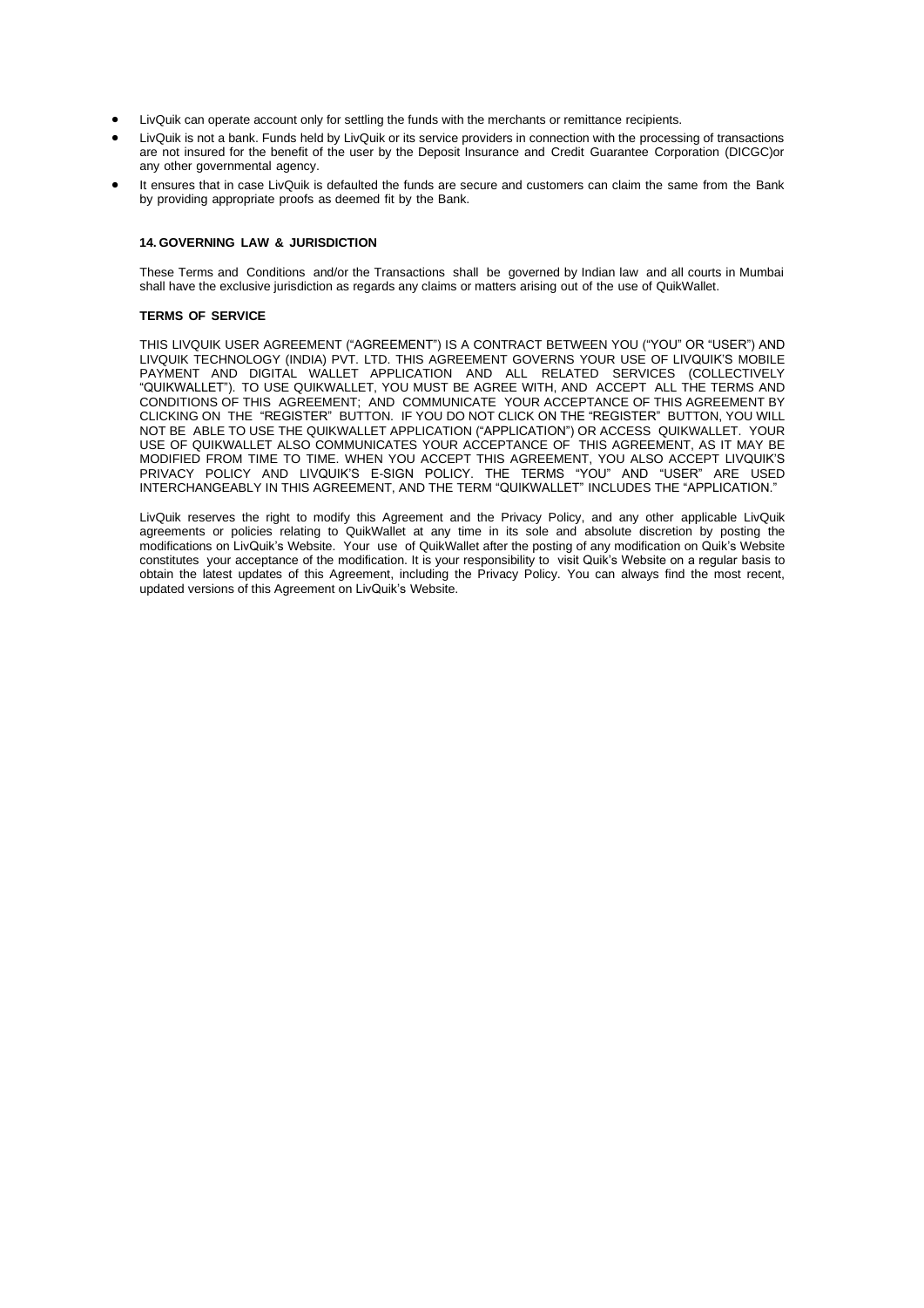- LivQuik can operate account only for settling the funds with the merchants or remittance recipients.
- LivQuik is not a bank. Funds held by LivQuik or its service providers in connection with the processing of transactions are not insured for the benefit of the user by the Deposit Insurance and Credit Guarantee Corporation (DICGC)or any other governmental agency.
- It ensures that in case LivQuik is defaulted the funds are secure and customers can claim the same from the Bank by providing appropriate proofs as deemed fit by the Bank.

### 14. GOVERNING LAW & JURISDICTION

These Terms and Conditions and/or the Transactions shall be governed by Indian law and all courts in Mumbai shall have the exclusive jurisdiction as regards any claims or matters arising out of the use of QuikWallet.

### TERMS OF SERVICE

THIS LIVQUIK USER AGREEMENT ("AGREEMENT") IS A CONTRACT BETWEEN YOU ("YOU" OR "USER") AND LIVQUIK TECHNOLOGY (INDIA) PVT. LTD. THIS AGREEMENT GOVERNS YOUR USE OF LIVQUIK'S MOBILE PAYMENT AND DIGITAL WALLET APPLICATION AND ALL RELATED SERVICES (COLLECTIVELY "QUIKWALLET"). TO USE QUIKWALLET, YOU MUST BE AGREE WITH, AND ACCEPT ALL THE TERMS AND CONDITIONS OF THIS AGREEMENT; AND COMMUNICATE YOUR ACCEPTANCE OF THIS AGREEMENT BY CLICKING ON THE "REGISTER" BUTTON. IF YOU DO NOT CLICK ON THE "REGISTER" BUTTON, YOU WILL NOT BE ABLE TO USE THE QUIKWALLET APPLICATION ("APPLICATION") OR ACCESS QUIKWALLET. YOUR USE OF QUIKWALLET ALSO COMMUNICATES YOUR ACCEPTANCE OF THIS AGREEMENT, AS IT MAY BE MODIFIED FROM TIME TO TIME. WHEN YOU ACCEPT THIS AGREEMENT, YOU ALSO ACCEPT LIVQUIK'S PRIVACY POLICY AND LIVQUIK'S E-SIGN POLICY. THE TERMS "YOU" AND "USER" ARE USED INTERCHANGEABLY IN THIS AGREEMENT, AND THE TERM "QUIKWALLET" INCLUDES THE "APPLICATION."

LivQuik reserves the right to modify this Agreement and the Privacy Policy, and any other applicable LivQuik agreements or policies relating to QuikWallet at any time in its sole and absolute discretion by posting the modifications on LivQuik's Website. Your use of QuikWallet after the posting of any modification on Quik's Website constitutes your acceptance of the modification. It is your responsibility to visit Quik's Website on a regular basis to obtain the latest updates of this Agreement, including the Privacy Policy. You can always find the most recent, updated versions of this Agreement on LivQuik's Website.